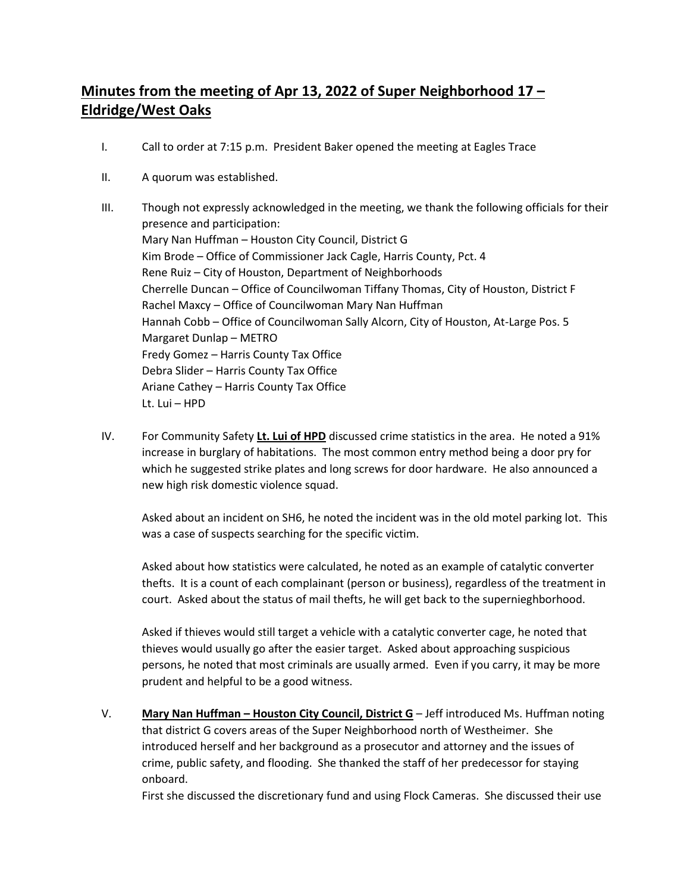# **Minutes from the meeting of Apr 13, 2022 of Super Neighborhood 17 – Eldridge/West Oaks**

I. Call to order at 7:15 p.m. President Baker opened the meeting at Eagles Trace

II. A quorum was established.

III. Though not expressly acknowledged in the meeting, we thank the following officials for their presence and participation:
Mary Nan Huffman – Houston City Council, District G
Kim Brode – Office of Commissioner Jack Cagle, Harris County, Pct. 4
Rene Ruiz – City of Houston, Department of Neighborhoods
Cherrelle Duncan – Office of Councilwoman Tiffany Thomas, City of Houston, District F
Rachel Maxcy – Office of Councilwoman Mary Nan Huffman
Hannah Cobb – Office of Councilwoman Sally Alcorn, City of Houston, At-Large Pos. 5
Margaret Dunlap – METRO
Fredy Gomez – Harris County Tax Office
Debra Slider – Harris County Tax Office
Ariane Cathey – Harris County Tax Office
Lt. Lui – HPD

IV. For Community Safety **Lt. Lui of HPD** discussed crime statistics in the area. He noted a 91% increase in burglary of habitations. The most common entry method being a door pry for which he suggested strike plates and long screws for door hardware. He also announced a new high risk domestic violence squad.

Asked about an incident on SH6, he noted the incident was in the old motel parking lot. This was a case of suspects searching for the specific victim.

Asked about how statistics were calculated, he noted as an example of catalytic converter thefts. It is a count of each complainant (person or business), regardless of the treatment in court. Asked about the status of mail thefts, he will get back to the supernieghborhood.

Asked if thieves would still target a vehicle with a catalytic converter cage, he noted that thieves would usually go after the easier target. Asked about approaching suspicious persons, he noted that most criminals are usually armed. Even if you carry, it may be more prudent and helpful to be a good witness.

V. **Mary Nan Huffman – Houston City Council, District G** – Jeff introduced Ms. Huffman noting that district G covers areas of the Super Neighborhood north of Westheimer. She introduced herself and her background as a prosecutor and attorney and the issues of crime, public safety, and flooding. She thanked the staff of her predecessor for staying onboard.
First she discussed the discretionary fund and using Flock Cameras. She discussed their use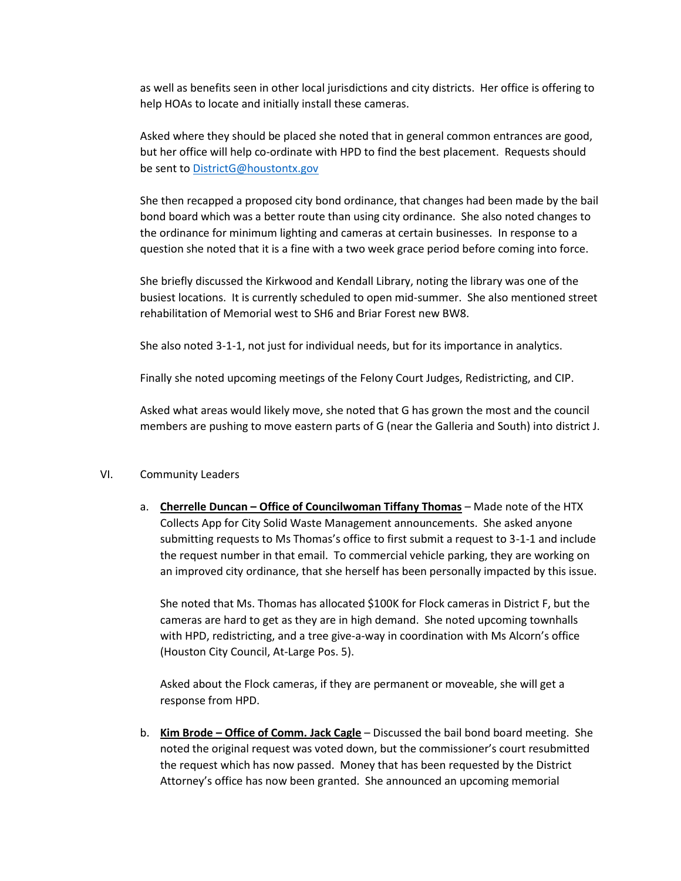as well as benefits seen in other local jurisdictions and city districts. Her office is offering to help HOAs to locate and initially install these cameras.

Asked where they should be placed she noted that in general common entrances are good, but her office will help co-ordinate with HPD to find the best placement. Requests should be sent to [DistrictG@houstontx.gov](mailto:DistrictG@houstontx.gov)

She then recapped a proposed city bond ordinance, that changes had been made by the bail bond board which was a better route than using city ordinance. She also noted changes to the ordinance for minimum lighting and cameras at certain businesses. In response to a question she noted that it is a fine with a two week grace period before coming into force.

She briefly discussed the Kirkwood and Kendall Library, noting the library was one of the busiest locations. It is currently scheduled to open mid-summer. She also mentioned street rehabilitation of Memorial west to SH6 and Briar Forest new BW8.

She also noted 3-1-1, not just for individual needs, but for its importance in analytics.

Finally she noted upcoming meetings of the Felony Court Judges, Redistricting, and CIP.

Asked what areas would likely move, she noted that G has grown the most and the council members are pushing to move eastern parts of G (near the Galleria and South) into district J.

VI. Community Leaders

a. **Cherrelle Duncan – Office of Councilwoman Tiffany Thomas** – Made note of the HTX Collects App for City Solid Waste Management announcements. She asked anyone submitting requests to Ms Thomas's office to first submit a request to 3-1-1 and include the request number in that email. To commercial vehicle parking, they are working on an improved city ordinance, that she herself has been personally impacted by this issue.

   She noted that Ms. Thomas has allocated $100K for Flock cameras in District F, but the cameras are hard to get as they are in high demand. She noted upcoming townhalls with HPD, redistricting, and a tree give-a-way in coordination with Ms Alcorn's office (Houston City Council, At-Large Pos. 5).

   Asked about the Flock cameras, if they are permanent or moveable, she will get a response from HPD.

b. **Kim Brode – Office of Comm. Jack Cagle** – Discussed the bail bond board meeting. She noted the original request was voted down, but the commissioner's court resubmitted the request which has now passed. Money that has been requested by the District Attorney's office has now been granted. She announced an upcoming memorial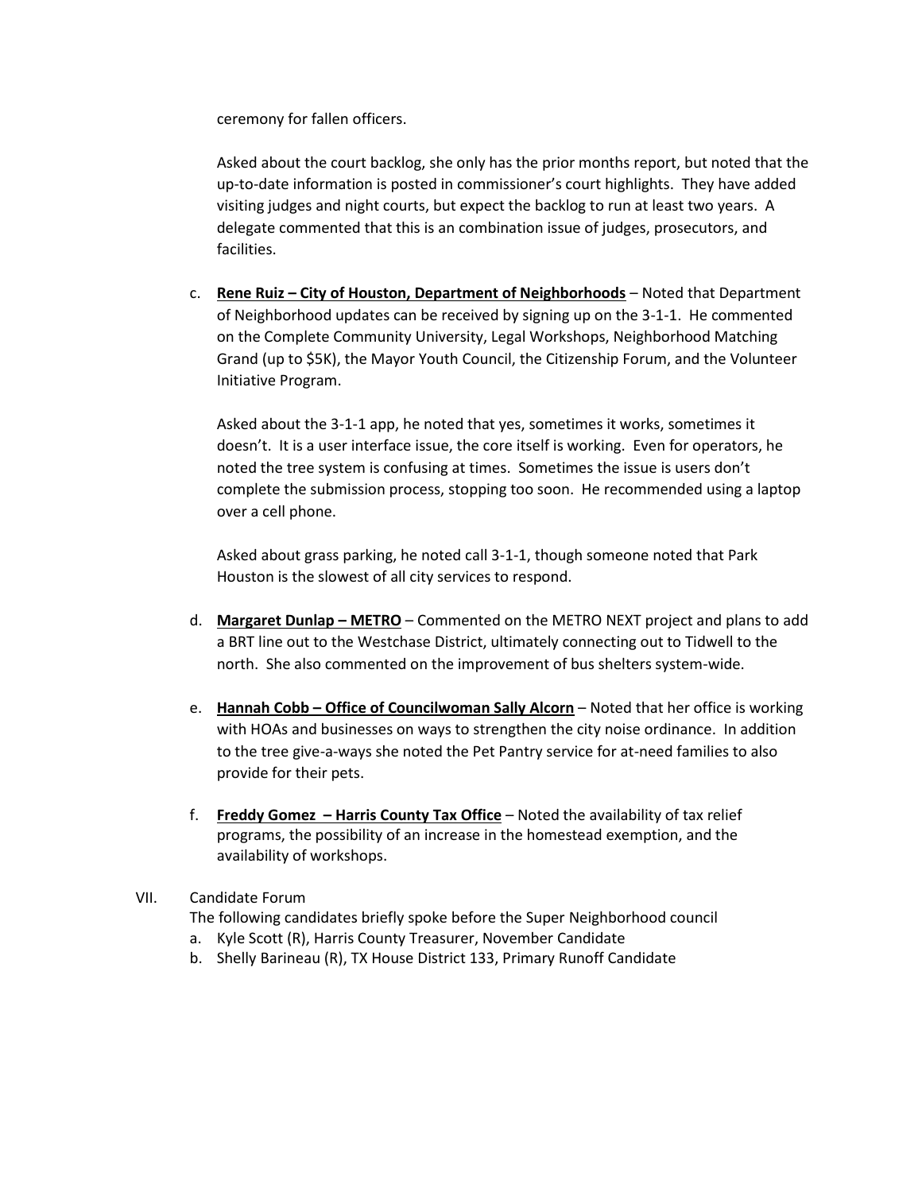ceremony for fallen officers.

Asked about the court backlog, she only has the prior months report, but noted that the up-to-date information is posted in commissioner's court highlights. They have added visiting judges and night courts, but expect the backlog to run at least two years. A delegate commented that this is an combination issue of judges, prosecutors, and facilities.

c. **Rene Ruiz – City of Houston, Department of Neighborhoods** – Noted that Department of Neighborhood updates can be received by signing up on the 3-1-1. He commented on the Complete Community University, Legal Workshops, Neighborhood Matching Grand (up to $5K), the Mayor Youth Council, the Citizenship Forum, and the Volunteer Initiative Program.

   Asked about the 3-1-1 app, he noted that yes, sometimes it works, sometimes it doesn't. It is a user interface issue, the core itself is working. Even for operators, he noted the tree system is confusing at times. Sometimes the issue is users don't complete the submission process, stopping too soon. He recommended using a laptop over a cell phone.

   Asked about grass parking, he noted call 3-1-1, though someone noted that Park Houston is the slowest of all city services to respond.

d. **Margaret Dunlap – METRO** – Commented on the METRO NEXT project and plans to add a BRT line out to the Westchase District, ultimately connecting out to Tidwell to the north. She also commented on the improvement of bus shelters system-wide.

e. **Hannah Cobb – Office of Councilwoman Sally Alcorn** – Noted that her office is working with HOAs and businesses on ways to strengthen the city noise ordinance. In addition to the tree give-a-ways she noted the Pet Pantry service for at-need families to also provide for their pets.

f. **Freddy Gomez – Harris County Tax Office** – Noted the availability of tax relief programs, the possibility of an increase in the homestead exemption, and the availability of workshops.

VII. Candidate Forum

The following candidates briefly spoke before the Super Neighborhood council

a. Kyle Scott (R), Harris County Treasurer, November Candidate
b. Shelly Barineau (R), TX House District 133, Primary Runoff Candidate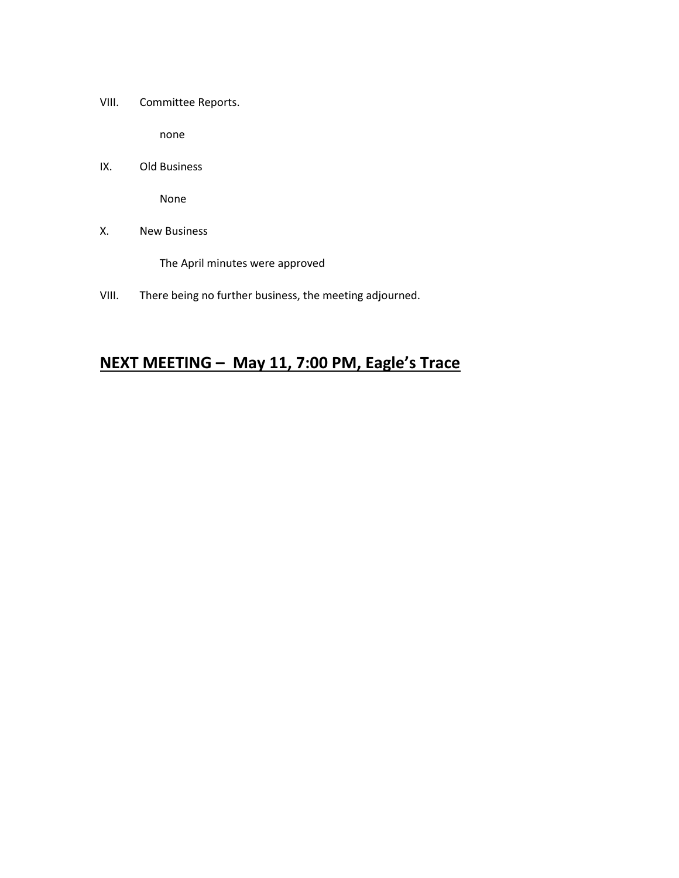VIII. Committee Reports.

none

IX. Old Business

None

X. New Business

The April minutes were approved

VIII. There being no further business, the meeting adjourned.

## **NEXT MEETING – May 11, 7:00 PM, Eagle's Trace**